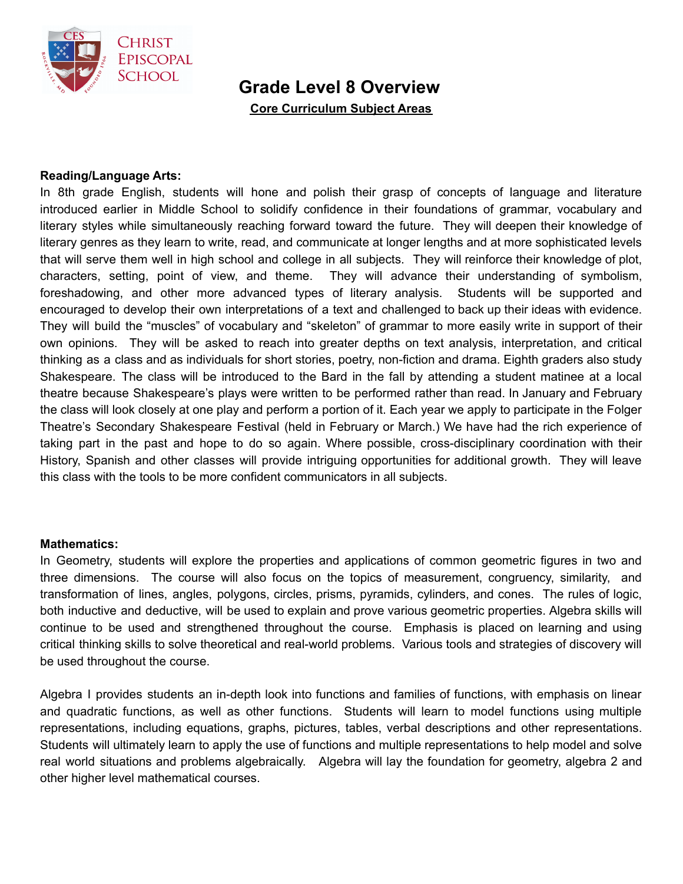Christ Episcopal School

# Grade Level 8 Overview

## Core Curriculum Subject Areas

**Reading/Language Arts:**

In 8th grade English, students will hone and polish their grasp of concepts of language and literature introduced earlier in Middle School to solidify confidence in their foundations of grammar, vocabulary and literary styles while simultaneously reaching forward toward the future. They will deepen their knowledge of literary genres as they learn to write, read, and communicate at longer lengths and at more sophisticated levels that will serve them well in high school and college in all subjects. They will reinforce their knowledge of plot, characters, setting, point of view, and theme. They will advance their understanding of symbolism, foreshadowing, and other more advanced types of literary analysis. Students will be supported and encouraged to develop their own interpretations of a text and challenged to back up their ideas with evidence. They will build the "muscles" of vocabulary and "skeleton" of grammar to more easily write in support of their own opinions. They will be asked to reach into greater depths on text analysis, interpretation, and critical thinking as a class and as individuals for short stories, poetry, non-fiction and drama. Eighth graders also study Shakespeare. The class will be introduced to the Bard in the fall by attending a student matinee at a local theatre because Shakespeare's plays were written to be performed rather than read. In January and February the class will look closely at one play and perform a portion of it. Each year we apply to participate in the Folger Theatre's Secondary Shakespeare Festival (held in February or March.) We have had the rich experience of taking part in the past and hope to do so again. Where possible, cross-disciplinary coordination with their History, Spanish and other classes will provide intriguing opportunities for additional growth. They will leave this class with the tools to be more confident communicators in all subjects.

**Mathematics:**

In Geometry, students will explore the properties and applications of common geometric figures in two and three dimensions. The course will also focus on the topics of measurement, congruency, similarity, and transformation of lines, angles, polygons, circles, prisms, pyramids, cylinders, and cones. The rules of logic, both inductive and deductive, will be used to explain and prove various geometric properties. Algebra skills will continue to be used and strengthened throughout the course. Emphasis is placed on learning and using critical thinking skills to solve theoretical and real-world problems. Various tools and strategies of discovery will be used throughout the course.

Algebra I provides students an in-depth look into functions and families of functions, with emphasis on linear and quadratic functions, as well as other functions. Students will learn to model functions using multiple representations, including equations, graphs, pictures, tables, verbal descriptions and other representations. Students will ultimately learn to apply the use of functions and multiple representations to help model and solve real world situations and problems algebraically. Algebra will lay the foundation for geometry, algebra 2 and other higher level mathematical courses.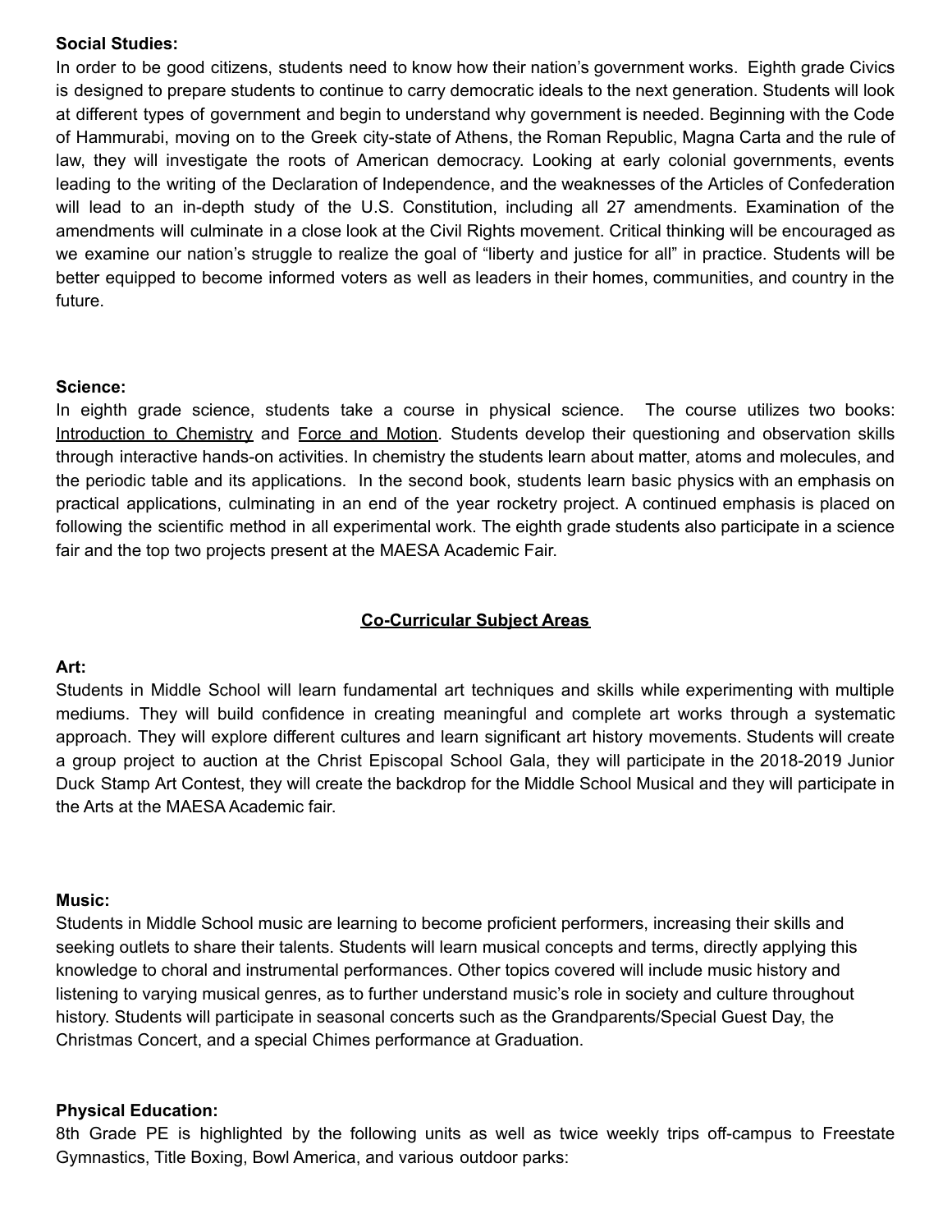**Social Studies:**
In order to be good citizens, students need to know how their nation's government works. Eighth grade Civics is designed to prepare students to continue to carry democratic ideals to the next generation. Students will look at different types of government and begin to understand why government is needed. Beginning with the Code of Hammurabi, moving on to the Greek city-state of Athens, the Roman Republic, Magna Carta and the rule of law, they will investigate the roots of American democracy. Looking at early colonial governments, events leading to the writing of the Declaration of Independence, and the weaknesses of the Articles of Confederation will lead to an in-depth study of the U.S. Constitution, including all 27 amendments. Examination of the amendments will culminate in a close look at the Civil Rights movement. Critical thinking will be encouraged as we examine our nation's struggle to realize the goal of "liberty and justice for all" in practice. Students will be better equipped to become informed voters as well as leaders in their homes, communities, and country in the future.

**Science:**
In eighth grade science, students take a course in physical science. The course utilizes two books: Introduction to Chemistry and Force and Motion. Students develop their questioning and observation skills through interactive hands-on activities. In chemistry the students learn about matter, atoms and molecules, and the periodic table and its applications. In the second book, students learn basic physics with an emphasis on practical applications, culminating in an end of the year rocketry project. A continued emphasis is placed on following the scientific method in all experimental work. The eighth grade students also participate in a science fair and the top two projects present at the MAESA Academic Fair.

## Co-Curricular Subject Areas

**Art:**
Students in Middle School will learn fundamental art techniques and skills while experimenting with multiple mediums. They will build confidence in creating meaningful and complete art works through a systematic approach. They will explore different cultures and learn significant art history movements. Students will create a group project to auction at the Christ Episcopal School Gala, they will participate in the 2018-2019 Junior Duck Stamp Art Contest, they will create the backdrop for the Middle School Musical and they will participate in the Arts at the MAESA Academic fair.

**Music:**
Students in Middle School music are learning to become proficient performers, increasing their skills and seeking outlets to share their talents. Students will learn musical concepts and terms, directly applying this knowledge to choral and instrumental performances. Other topics covered will include music history and listening to varying musical genres, as to further understand music's role in society and culture throughout history. Students will participate in seasonal concerts such as the Grandparents/Special Guest Day, the Christmas Concert, and a special Chimes performance at Graduation.

**Physical Education:**
8th Grade PE is highlighted by the following units as well as twice weekly trips off-campus to Freestate Gymnastics, Title Boxing, Bowl America, and various outdoor parks: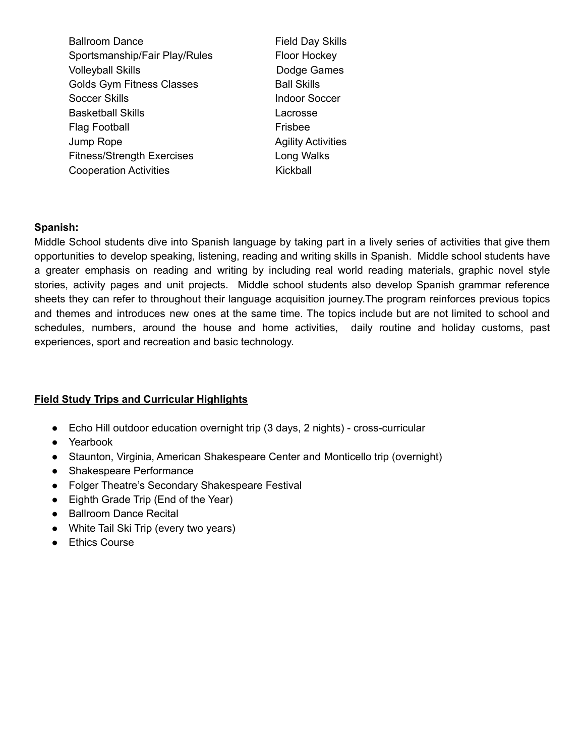Ballroom Dance
Sportsmanship/Fair Play/Rules
Volleyball Skills
Golds Gym Fitness Classes
Soccer Skills
Basketball Skills
Flag Football
Jump Rope
Fitness/Strength Exercises
Cooperation Activities
Field Day Skills
Floor Hockey
Dodge Games
Ball Skills
Indoor Soccer
Lacrosse
Frisbee
Agility Activities
Long Walks
Kickball

**Spanish:**

Middle School students dive into Spanish language by taking part in a lively series of activities that give them opportunities to develop speaking, listening, reading and writing skills in Spanish. Middle school students have a greater emphasis on reading and writing by including real world reading materials, graphic novel style stories, activity pages and unit projects. Middle school students also develop Spanish grammar reference sheets they can refer to throughout their language acquisition journey.The program reinforces previous topics and themes and introduces new ones at the same time. The topics include but are not limited to school and schedules, numbers, around the house and home activities, daily routine and holiday customs, past experiences, sport and recreation and basic technology.

**<u>Field Study Trips and Curricular Highlights</u>**

- Echo Hill outdoor education overnight trip (3 days, 2 nights) - cross-curricular
- Yearbook
- Staunton, Virginia, American Shakespeare Center and Monticello trip (overnight)
- Shakespeare Performance
- Folger Theatre's Secondary Shakespeare Festival
- Eighth Grade Trip (End of the Year)
- Ballroom Dance Recital
- White Tail Ski Trip (every two years)
- Ethics Course